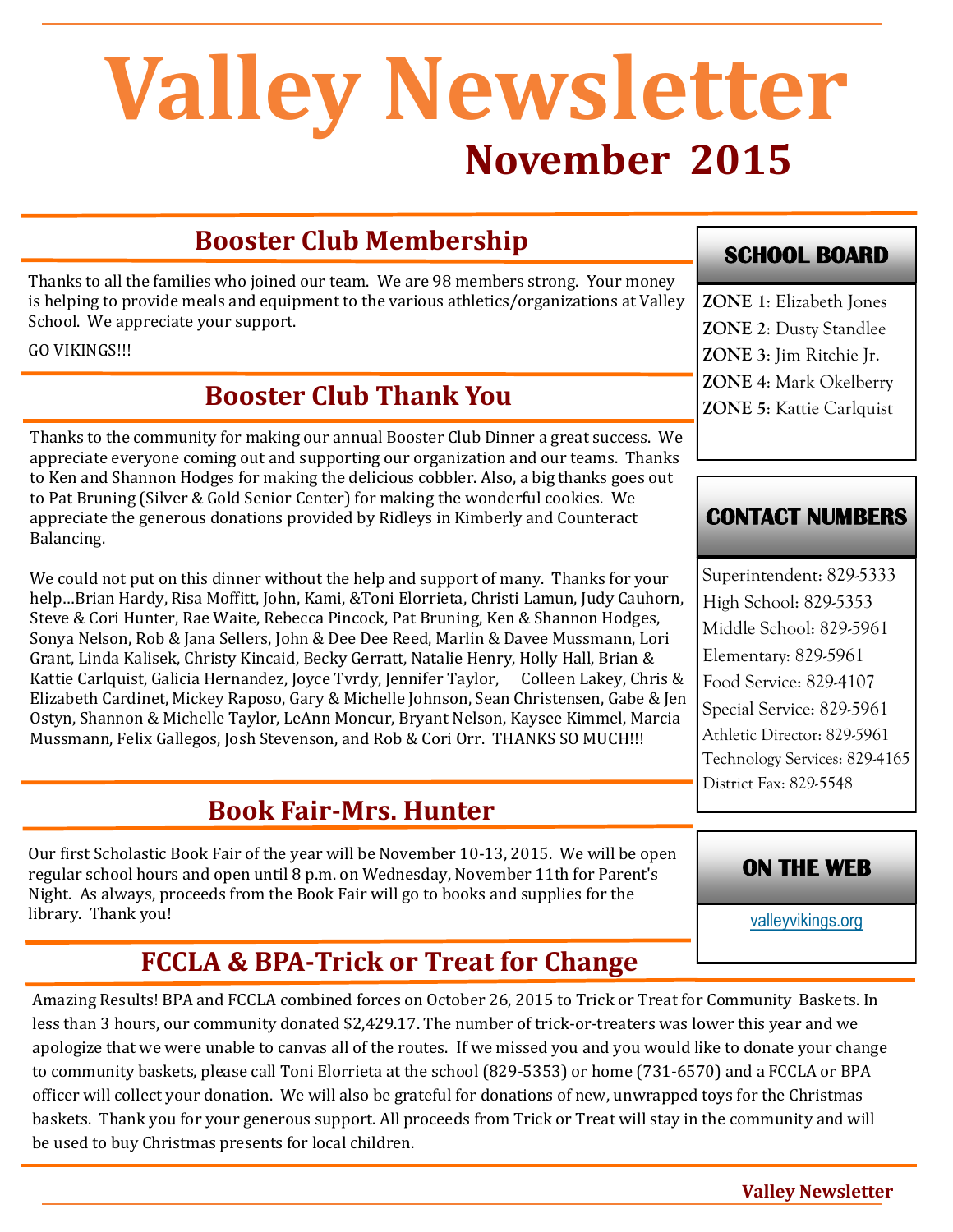# Valley Newsletter

## November 2015

## Booster Club Membership

Thanks to all the families who joined our team. We are 98 members strong. Your money is helping to provide meals and equipment to the various athletics/organizations at Valley School. We appreciate your support.

GO VIKINGS!!!

## Booster Club Thank You

Thanks to the community for making our annual Booster Club Dinner a great success. We appreciate everyone coming out and supporting our organization and our teams. Thanks to Ken and Shannon Hodges for making the delicious cobbler. Also, a big thanks goes out to Pat Bruning (Silver & Gold Senior Center) for making the wonderful cookies. We appreciate the generous donations provided by Ridleys in Kimberly and Counteract Balancing.

We could not put on this dinner without the help and support of many. Thanks for your help…Brian Hardy, Risa Moffitt, John, Kami, &Toni Elorrieta, Christi Lamun, Judy Cauhorn, Steve & Cori Hunter, Rae Waite, Rebecca Pincock, Pat Bruning, Ken & Shannon Hodges, Sonya Nelson, Rob & Jana Sellers, John & Dee Dee Reed, Marlin & Davee Mussmann, Lori Grant, Linda Kalisek, Christy Kincaid, Becky Gerratt, Natalie Henry, Holly Hall, Brian & Kattie Carlquist, Galicia Hernandez, Joyce Tvrdy, Jennifer Taylor, Colleen Lakey, Chris & Elizabeth Cardinet, Mickey Raposo, Gary & Michelle Johnson, Sean Christensen, Gabe & Jen Ostyn, Shannon & Michelle Taylor, LeAnn Moncur, Bryant Nelson, Kaysee Kimmel, Marcia Mussmann, Felix Gallegos, Josh Stevenson, and Rob & Cori Orr. THANKS SO MUCH!!!

## Book Fair-Mrs. Hunter

Our first Scholastic Book Fair of the year will be November 10-13, 2015. We will be open regular school hours and open until 8 p.m. on Wednesday, November 11th for Parent's Night. As always, proceeds from the Book Fair will go to books and supplies for the library. Thank you!

## FCCLA & BPA-Trick or Treat for Change

Amazing Results! BPA and FCCLA combined forces on October 26, 2015 to Trick or Treat for Community Baskets. In less than 3 hours, our community donated $2,429.17. The number of trick-or-treaters was lower this year and we apologize that we were unable to canvas all of the routes. If we missed you and you would like to donate your change to community baskets, please call Toni Elorrieta at the school (829-5353) or home (731-6570) and a FCCLA or BPA officer will collect your donation. We will also be grateful for donations of new, unwrapped toys for the Christmas baskets. Thank you for your generous support. All proceeds from Trick or Treat will stay in the community and will be used to buy Christmas presents for local children.

### SCHOOL BOARD

**ZONE 1**: Elizabeth Jones
**ZONE 2**: Dusty Standlee
**ZONE 3**: Jim Ritchie Jr.
**ZONE 4**: Mark Okelberry
**ZONE 5**: Kattie Carlquist

### CONTACT NUMBERS

Superintendent: 829-5333
High School: 829-5353
Middle School: 829-5961
Elementary: 829-5961
Food Service: 829-4107
Special Service: 829-5961
Athletic Director: 829-5961
Technology Services: 829-4165
District Fax: 829-5548

### ON THE WEB

valleyvikings.org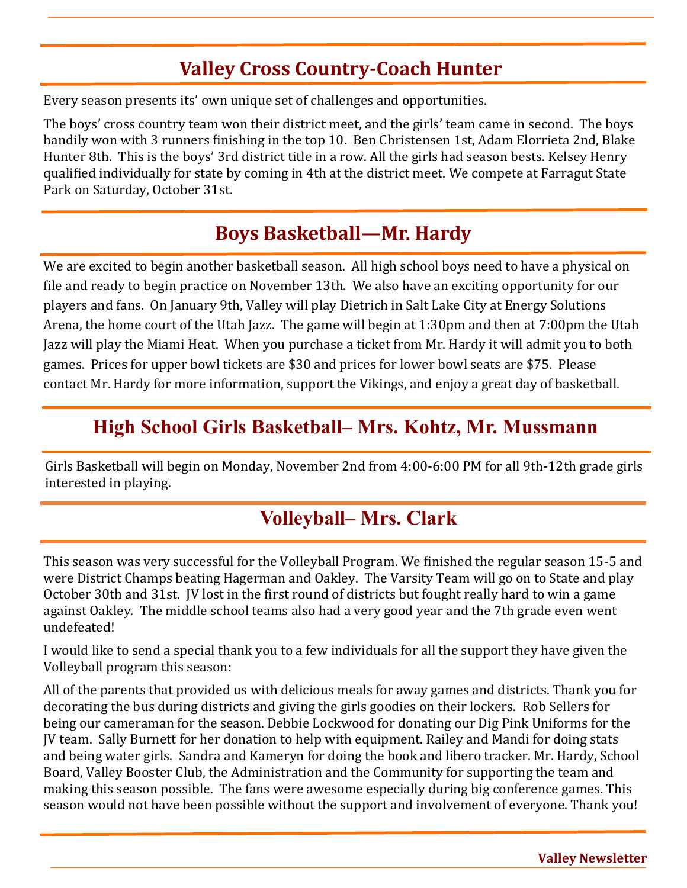## Valley Cross Country-Coach Hunter

Every season presents its' own unique set of challenges and opportunities.

The boys' cross country team won their district meet, and the girls' team came in second. The boys handily won with 3 runners finishing in the top 10. Ben Christensen 1st, Adam Elorrieta 2nd, Blake Hunter 8th. This is the boys' 3rd district title in a row. All the girls had season bests. Kelsey Henry qualified individually for state by coming in 4th at the district meet. We compete at Farragut State Park on Saturday, October 31st.

## Boys Basketball—Mr. Hardy

We are excited to begin another basketball season. All high school boys need to have a physical on file and ready to begin practice on November 13th. We also have an exciting opportunity for our players and fans. On January 9th, Valley will play Dietrich in Salt Lake City at Energy Solutions Arena, the home court of the Utah Jazz. The game will begin at 1:30pm and then at 7:00pm the Utah Jazz will play the Miami Heat. When you purchase a ticket from Mr. Hardy it will admit you to both games. Prices for upper bowl tickets are $30 and prices for lower bowl seats are $75. Please contact Mr. Hardy for more information, support the Vikings, and enjoy a great day of basketball.

## High School Girls Basketball– Mrs. Kohtz, Mr. Mussmann

Girls Basketball will begin on Monday, November 2nd from 4:00-6:00 PM for all 9th-12th grade girls interested in playing.

## Volleyball– Mrs. Clark

This season was very successful for the Volleyball Program. We finished the regular season 15-5 and were District Champs beating Hagerman and Oakley. The Varsity Team will go on to State and play October 30th and 31st. JV lost in the first round of districts but fought really hard to win a game against Oakley. The middle school teams also had a very good year and the 7th grade even went undefeated!

I would like to send a special thank you to a few individuals for all the support they have given the Volleyball program this season:

All of the parents that provided us with delicious meals for away games and districts. Thank you for decorating the bus during districts and giving the girls goodies on their lockers. Rob Sellers for being our cameraman for the season. Debbie Lockwood for donating our Dig Pink Uniforms for the JV team. Sally Burnett for her donation to help with equipment. Railey and Mandi for doing stats and being water girls. Sandra and Kameryn for doing the book and libero tracker. Mr. Hardy, School Board, Valley Booster Club, the Administration and the Community for supporting the team and making this season possible. The fans were awesome especially during big conference games. This season would not have been possible without the support and involvement of everyone. Thank you!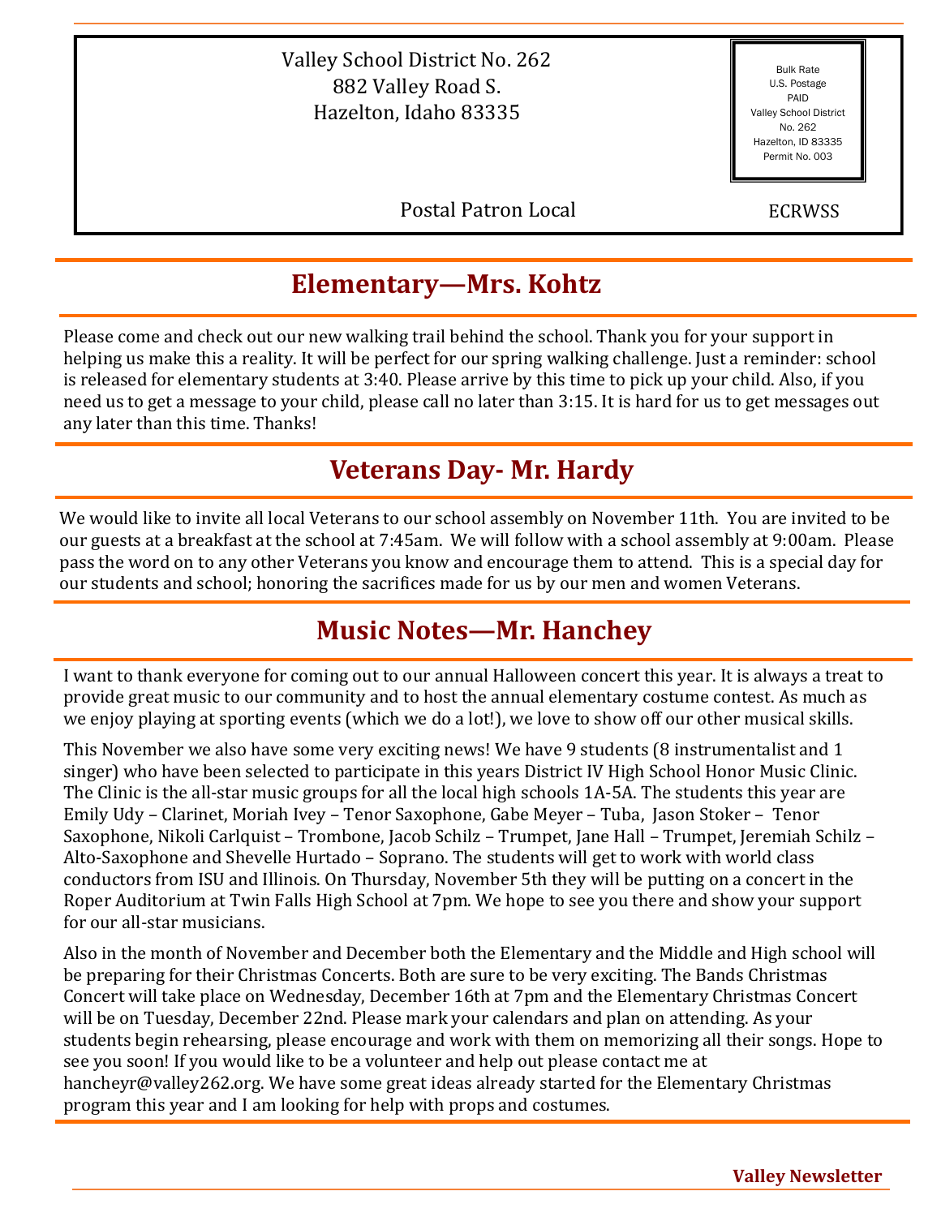Valley School District No. 262
882 Valley Road S.
Hazelton, Idaho 83335

Bulk Rate
U.S. Postage
PAID
Valley School District
No. 262
Hazelton, ID 83335
Permit No. 003

Postal Patron Local

ECRWSS

## Elementary—Mrs. Kohtz

Please come and check out our new walking trail behind the school. Thank you for your support in helping us make this a reality. It will be perfect for our spring walking challenge. Just a reminder: school is released for elementary students at 3:40. Please arrive by this time to pick up your child. Also, if you need us to get a message to your child, please call no later than 3:15. It is hard for us to get messages out any later than this time. Thanks!

## Veterans Day- Mr. Hardy

We would like to invite all local Veterans to our school assembly on November 11th. You are invited to be our guests at a breakfast at the school at 7:45am. We will follow with a school assembly at 9:00am. Please pass the word on to any other Veterans you know and encourage them to attend. This is a special day for our students and school; honoring the sacrifices made for us by our men and women Veterans.

## Music Notes—Mr. Hanchey

I want to thank everyone for coming out to our annual Halloween concert this year. It is always a treat to provide great music to our community and to host the annual elementary costume contest. As much as we enjoy playing at sporting events (which we do a lot!), we love to show off our other musical skills.

This November we also have some very exciting news! We have 9 students (8 instrumentalist and 1 singer) who have been selected to participate in this years District IV High School Honor Music Clinic. The Clinic is the all-star music groups for all the local high schools 1A-5A. The students this year are Emily Udy – Clarinet, Moriah Ivey – Tenor Saxophone, Gabe Meyer – Tuba, Jason Stoker – Tenor Saxophone, Nikoli Carlquist – Trombone, Jacob Schilz – Trumpet, Jane Hall – Trumpet, Jeremiah Schilz – Alto-Saxophone and Shevelle Hurtado – Soprano. The students will get to work with world class conductors from ISU and Illinois. On Thursday, November 5th they will be putting on a concert in the Roper Auditorium at Twin Falls High School at 7pm. We hope to see you there and show your support for our all-star musicians.

Also in the month of November and December both the Elementary and the Middle and High school will be preparing for their Christmas Concerts. Both are sure to be very exciting. The Bands Christmas Concert will take place on Wednesday, December 16th at 7pm and the Elementary Christmas Concert will be on Tuesday, December 22nd. Please mark your calendars and plan on attending. As your students begin rehearsing, please encourage and work with them on memorizing all their songs. Hope to see you soon! If you would like to be a volunteer and help out please contact me at hancheyr@valley262.org. We have some great ideas already started for the Elementary Christmas program this year and I am looking for help with props and costumes.